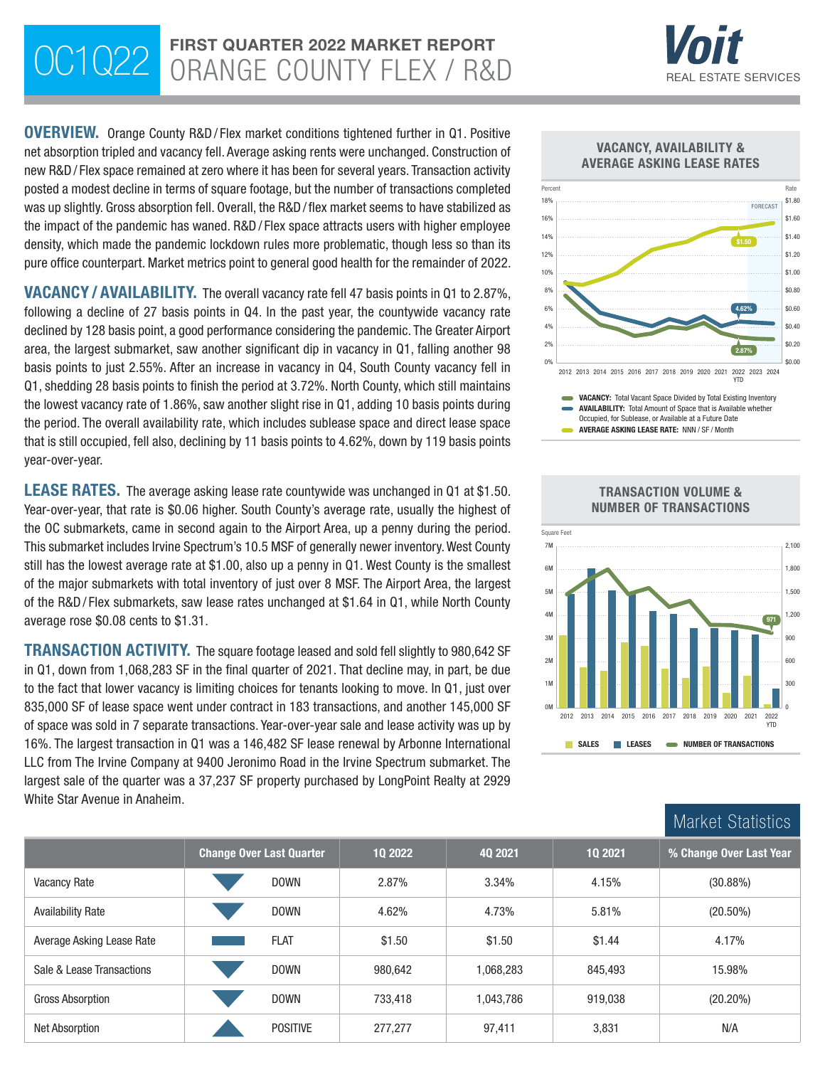# OC1Q22 FIRST QUARTER 2022 MARKET REPORT
## ORANGE COUNTY FLEX / R&D

Voit REAL ESTATE SERVICES

**OVERVIEW.** Orange County R&D / Flex market conditions tightened further in Q1. Positive net absorption tripled and vacancy fell. Average asking rents were unchanged. Construction of new R&D / Flex space remained at zero where it has been for several years. Transaction activity posted a modest decline in terms of square footage, but the number of transactions completed was up slightly. Gross absorption fell. Overall, the R&D / flex market seems to have stabilized as the impact of the pandemic has waned. R&D / Flex space attracts users with higher employee density, which made the pandemic lockdown rules more problematic, though less so than its pure office counterpart. Market metrics point to general good health for the remainder of 2022.

**VACANCY / AVAILABILITY.** The overall vacancy rate fell 47 basis points in Q1 to 2.87%, following a decline of 27 basis points in Q4. In the past year, the countywide vacancy rate declined by 128 basis point, a good performance considering the pandemic. The Greater Airport area, the largest submarket, saw another significant dip in vacancy in Q1, falling another 98 basis points to just 2.55%. After an increase in vacancy in Q4, South County vacancy fell in Q1, shedding 28 basis points to finish the period at 3.72%. North County, which still maintains the lowest vacancy rate of 1.86%, saw another slight rise in Q1, adding 10 basis points during the period. The overall availability rate, which includes sublease space and direct lease space that is still occupied, fell also, declining by 11 basis points to 4.62%, down by 119 basis points year-over-year.

**LEASE RATES.** The average asking lease rate countywide was unchanged in Q1 at $1.50. Year-over-year, that rate is $0.06 higher. South County's average rate, usually the highest of the OC submarkets, came in second again to the Airport Area, up a penny during the period. This submarket includes Irvine Spectrum's 10.5 MSF of generally newer inventory. West County still has the lowest average rate at $1.00, also up a penny in Q1. West County is the smallest of the major submarkets with total inventory of just over 8 MSF. The Airport Area, the largest of the R&D / Flex submarkets, saw lease rates unchanged at $1.64 in Q1, while North County average rose $0.08 cents to $1.31.

**TRANSACTION ACTIVITY.** The square footage leased and sold fell slightly to 980,642 SF in Q1, down from 1,068,283 SF in the final quarter of 2021. That decline may, in part, be due to the fact that lower vacancy is limiting choices for tenants looking to move. In Q1, just over 835,000 SF of lease space went under contract in 183 transactions, and another 145,000 SF of space was sold in 7 separate transactions. Year-over-year sale and lease activity was up by 16%. The largest transaction in Q1 was a 146,482 SF lease renewal by Arbonne International LLC from The Irvine Company at 9400 Jeronimo Road in the Irvine Spectrum submarket. The largest sale of the quarter was a 37,237 SF property purchased by LongPoint Realty at 2929 White Star Avenue in Anaheim.

**VACANCY, AVAILABILITY & AVERAGE ASKING LEASE RATES**

- **VACANCY:** Total Vacant Space Divided by Total Existing Inventory
- **AVAILABILITY:** Total Amount of Space that is Available whether Occupied, for Sublease, or Available at a Future Date
- **AVERAGE ASKING LEASE RATE:** NNN / SF / Month

**TRANSACTION VOLUME & NUMBER OF TRANSACTIONS**

SALES | LEASES | NUMBER OF TRANSACTIONS

## Market Statistics

| | Change Over Last Quarter | 1Q 2022 | 4Q 2021 | 1Q 2021 | % Change Over Last Year |
|---|---|---|---|---|---|
| Vacancy Rate | DOWN | 2.87% | 3.34% | 4.15% | (30.88%) |
| Availability Rate | DOWN | 4.62% | 4.73% | 5.81% | (20.50%) |
| Average Asking Lease Rate | FLAT | $1.50 | $1.50 | $1.44 | 4.17% |
| Sale & Lease Transactions | DOWN | 980,642 | 1,068,283 | 845,493 | 15.98% |
| Gross Absorption | DOWN | 733,418 | 1,043,786 | 919,038 | (20.20%) |
| Net Absorption | POSITIVE | 277,277 | 97,411 | 3,831 | N/A |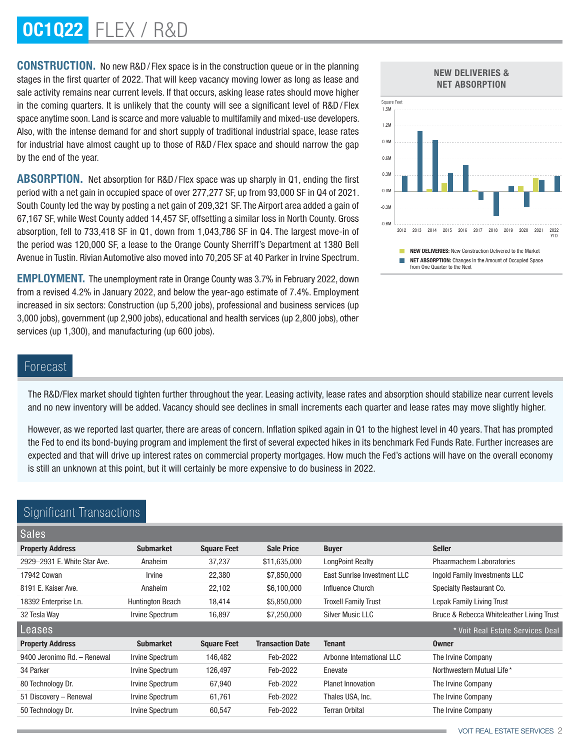# OC1Q22 FLEX / R&D

**CONSTRUCTION.** No new R&D / Flex space is in the construction queue or in the planning stages in the first quarter of 2022. That will keep vacancy moving lower as long as lease and sale activity remains near current levels. If that occurs, asking lease rates should move higher in the coming quarters. It is unlikely that the county will see a significant level of R&D / Flex space anytime soon. Land is scarce and more valuable to multifamily and mixed-use developers. Also, with the intense demand for and short supply of traditional industrial space, lease rates for industrial have almost caught up to those of R&D / Flex space and should narrow the gap by the end of the year.

**ABSORPTION.** Net absorption for R&D / Flex space was up sharply in Q1, ending the first period with a net gain in occupied space of over 277,277 SF, up from 93,000 SF in Q4 of 2021. South County led the way by posting a net gain of 209,321 SF. The Airport area added a gain of 67,167 SF, while West County added 14,457 SF, offsetting a similar loss in North County. Gross absorption, fell to 733,418 SF in Q1, down from 1,043,786 SF in Q4. The largest move-in of the period was 120,000 SF, a lease to the Orange County Sherriff's Department at 1380 Bell Avenue in Tustin. Rivian Automotive also moved into 70,205 SF at 40 Parker in Irvine Spectrum.

**EMPLOYMENT.** The unemployment rate in Orange County was 3.7% in February 2022, down from a revised 4.2% in January 2022, and below the year-ago estimate of 7.4%. Employment increased in six sectors: Construction (up 5,200 jobs), professional and business services (up 3,000 jobs), government (up 2,900 jobs), educational and health services (up 2,800 jobs), other services (up 1,300), and manufacturing (up 600 jobs).

**NEW DELIVERIES & NET ABSORPTION**

Square Feet

**NEW DELIVERIES:** New Construction Delivered to the Market

**NET ABSORPTION:** Changes in the Amount of Occupied Space from One Quarter to the Next

## Forecast

The R&D/Flex market should tighten further throughout the year. Leasing activity, lease rates and absorption should stabilize near current levels and no new inventory will be added. Vacancy should see declines in small increments each quarter and lease rates may move slightly higher.

However, as we reported last quarter, there are areas of concern. Inflation spiked again in Q1 to the highest level in 40 years. That has prompted the Fed to end its bond-buying program and implement the first of several expected hikes in its benchmark Fed Funds Rate. Further increases are expected and that will drive up interest rates on commercial property mortgages. How much the Fed's actions will have on the overall economy is still an unknown at this point, but it will certainly be more expensive to do business in 2022.

## Significant Transactions

### Sales

| Property Address | Submarket | Square Feet | Sale Price | Buyer | Seller |
|---|---|---|---|---|---|
| 2929–2931 E. White Star Ave. | Anaheim | 37,237 | $11,635,000 | LongPoint Realty | Phaarmachem Laboratories |
| 17942 Cowan | Irvine | 22,380 | $7,850,000 | East Sunrise Investment LLC | Ingold Family Investments LLC |
| 8191 E. Kaiser Ave. | Anaheim | 22,102 | $6,100,000 | Influence Church | Specialty Restaurant Co. |
| 18392 Enterprise Ln. | Huntington Beach | 18,414 | $5,850,000 | Troxell Family Trust | Lepak Family Living Trust |
| 32 Tesla Way | Irvine Spectrum | 16,897 | $7,250,000 | Silver Music LLC | Bruce & Rebecca Whiteleather Living Trust |

### Leases

\* Voit Real Estate Services Deal

| Property Address | Submarket | Square Feet | Transaction Date | Tenant | Owner |
|---|---|---|---|---|---|
| 9400 Jeronimo Rd. – Renewal | Irvine Spectrum | 146,482 | Feb-2022 | Arbonne International LLC | The Irvine Company |
| 34 Parker | Irvine Spectrum | 126,497 | Feb-2022 | Enevate | Northwestern Mutual Life* |
| 80 Technology Dr. | Irvine Spectrum | 67,940 | Feb-2022 | Planet Innovation | The Irvine Company |
| 51 Discovery – Renewal | Irvine Spectrum | 61,761 | Feb-2022 | Thales USA, Inc. | The Irvine Company |
| 50 Technology Dr. | Irvine Spectrum | 60,547 | Feb-2022 | Terran Orbital | The Irvine Company |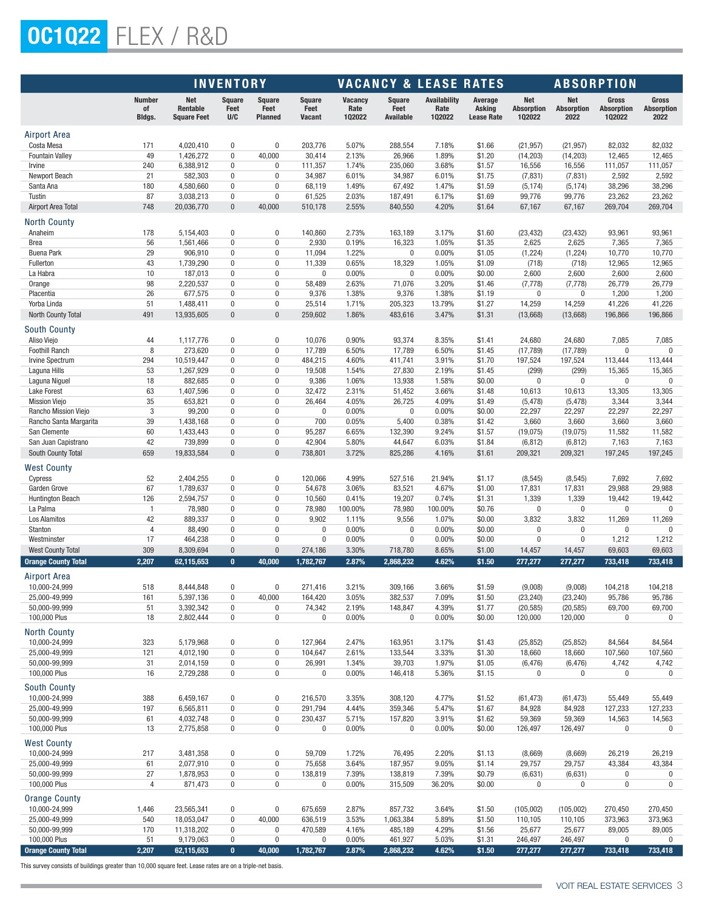# OC1Q22 FLEX / R&D

| | INVENTORY | | | | VACANCY & LEASE RATES | | | | | ABSORPTION | | | |
|---|---|---|---|---|---|---|---|---|---|---|---|---|---|
| | Number of Bldgs. | Net Rentable Square Feet | Square Feet U/C | Square Feet Planned | Square Feet Vacant | Vacancy Rate 1Q2022 | Square Feet Available | Availability Rate 1Q2022 | Average Asking Lease Rate | Net Absorption 1Q2022 | Net Absorption 2022 | Gross Absorption 1Q2022 | Gross Absorption 2022 |
| **Airport Area** | | | | | | | | | | | | | |
| Costa Mesa | 171 | 4,020,410 | 0 | 0 | 203,776 | 5.07% | 288,554 | 7.18% | $1.66 | (21,957) | (21,957) | 82,032 | 82,032 |
| Fountain Valley | 49 | 1,426,272 | 0 | 40,000 | 30,414 | 2.13% | 26,966 | 1.89% | $1.20 | (14,203) | (14,203) | 12,465 | 12,465 |
| Irvine | 240 | 6,388,912 | 0 | 0 | 111,357 | 1.74% | 235,060 | 3.68% | $1.57 | 16,556 | 16,556 | 111,057 | 111,057 |
| Newport Beach | 21 | 582,303 | 0 | 0 | 34,987 | 6.01% | 34,987 | 6.01% | $1.75 | (7,831) | (7,831) | 2,592 | 2,592 |
| Santa Ana | 180 | 4,580,660 | 0 | 0 | 68,119 | 1.49% | 67,492 | 1.47% | $1.59 | (5,174) | (5,174) | 38,296 | 38,296 |
| Tustin | 87 | 3,038,213 | 0 | 0 | 61,525 | 2.03% | 187,491 | 6.17% | $1.69 | 99,776 | 99,776 | 23,262 | 23,262 |
| Airport Area Total | 748 | 20,036,770 | 0 | 40,000 | 510,178 | 2.55% | 840,550 | 4.20% | $1.64 | 67,167 | 67,167 | 269,704 | 269,704 |
| **North County** | | | | | | | | | | | | | |
| Anaheim | 178 | 5,154,403 | 0 | 0 | 140,860 | 2.73% | 163,189 | 3.17% | $1.60 | (23,432) | (23,432) | 93,961 | 93,961 |
| Brea | 56 | 1,561,466 | 0 | 0 | 2,930 | 0.19% | 16,323 | 1.05% | $1.35 | 2,625 | 2,625 | 7,365 | 7,365 |
| Buena Park | 29 | 906,910 | 0 | 0 | 11,094 | 1.22% | 0 | 0.00% | $1.05 | (1,224) | (1,224) | 10,770 | 10,770 |
| Fullerton | 43 | 1,739,290 | 0 | 0 | 11,339 | 0.65% | 18,329 | 1.05% | $1.09 | (718) | (718) | 12,965 | 12,965 |
| La Habra | 10 | 187,013 | 0 | 0 | 0 | 0.00% | 0 | 0.00% | $0.00 | 2,600 | 2,600 | 2,600 | 2,600 |
| Orange | 98 | 2,220,537 | 0 | 0 | 58,489 | 2.63% | 71,076 | 3.20% | $1.46 | (7,778) | (7,778) | 26,779 | 26,779 |
| Placentia | 26 | 677,575 | 0 | 0 | 9,376 | 1.38% | 9,376 | 1.38% | $1.19 | 0 | 0 | 1,200 | 1,200 |
| Yorba Linda | 51 | 1,488,411 | 0 | 0 | 25,514 | 1.71% | 205,323 | 13.79% | $1.27 | 14,259 | 14,259 | 41,226 | 41,226 |
| North County Total | 491 | 13,935,605 | 0 | 0 | 259,602 | 1.86% | 483,616 | 3.47% | $1.31 | (13,668) | (13,668) | 196,866 | 196,866 |
| **South County** | | | | | | | | | | | | | |
| Aliso Viejo | 44 | 1,117,776 | 0 | 0 | 10,076 | 0.90% | 93,374 | 8.35% | $1.41 | 24,680 | 24,680 | 7,085 | 7,085 |
| Foothill Ranch | 8 | 273,620 | 0 | 0 | 17,789 | 6.50% | 17,789 | 6.50% | $1.45 | (17,789) | (17,789) | 0 | 0 |
| Irvine Spectrum | 294 | 10,519,447 | 0 | 0 | 484,215 | 4.60% | 411,741 | 3.91% | $1.70 | 197,524 | 197,524 | 113,444 | 113,444 |
| Laguna Hills | 53 | 1,267,929 | 0 | 0 | 19,508 | 1.54% | 27,830 | 2.19% | $1.45 | (299) | (299) | 15,365 | 15,365 |
| Laguna Niguel | 18 | 882,685 | 0 | 0 | 9,386 | 1.06% | 13,938 | 1.58% | $0.00 | 0 | 0 | 0 | 0 |
| Lake Forest | 63 | 1,407,596 | 0 | 0 | 32,472 | 2.31% | 51,452 | 3.66% | $1.48 | 10,613 | 10,613 | 13,305 | 13,305 |
| Mission Viejo | 35 | 653,821 | 0 | 0 | 26,464 | 4.05% | 26,725 | 4.09% | $1.49 | (5,478) | (5,478) | 3,344 | 3,344 |
| Rancho Mission Viejo | 3 | 99,200 | 0 | 0 | 0 | 0.00% | 0 | 0.00% | $0.00 | 22,297 | 22,297 | 22,297 | 22,297 |
| Rancho Santa Margarita | 39 | 1,438,168 | 0 | 0 | 700 | 0.05% | 5,400 | 0.38% | $1.42 | 3,660 | 3,660 | 3,660 | 3,660 |
| San Clemente | 60 | 1,433,443 | 0 | 0 | 95,287 | 6.65% | 132,390 | 9.24% | $1.57 | (19,075) | (19,075) | 11,582 | 11,582 |
| San Juan Capistrano | 42 | 739,899 | 0 | 0 | 42,904 | 5.80% | 44,647 | 6.03% | $1.84 | (6,812) | (6,812) | 7,163 | 7,163 |
| South County Total | 659 | 19,833,584 | 0 | 0 | 738,801 | 3.72% | 825,286 | 4.16% | $1.61 | 209,321 | 209,321 | 197,245 | 197,245 |
| **West County** | | | | | | | | | | | | | |
| Cypress | 52 | 2,404,255 | 0 | 0 | 120,066 | 4.99% | 527,516 | 21.94% | $1.17 | (8,545) | (8,545) | 7,692 | 7,692 |
| Garden Grove | 67 | 1,789,637 | 0 | 0 | 54,678 | 3.06% | 83,521 | 4.67% | $1.00 | 17,831 | 17,831 | 29,988 | 29,988 |
| Huntington Beach | 126 | 2,594,757 | 0 | 0 | 10,560 | 0.41% | 19,207 | 0.74% | $1.31 | 1,339 | 1,339 | 19,442 | 19,442 |
| La Palma | 1 | 78,980 | 0 | 0 | 78,980 | 100.00% | 78,980 | 100.00% | $0.76 | 0 | 0 | 0 | 0 |
| Los Alamitos | 42 | 889,337 | 0 | 0 | 9,902 | 1.11% | 9,556 | 1.07% | $0.00 | 3,832 | 3,832 | 11,269 | 11,269 |
| Stanton | 4 | 88,490 | 0 | 0 | 0 | 0.00% | 0 | 0.00% | $0.00 | 0 | 0 | 0 | 0 |
| Westminster | 17 | 464,238 | 0 | 0 | 0 | 0.00% | 0 | 0.00% | $0.00 | 0 | 0 | 1,212 | 1,212 |
| West County Total | 309 | 8,309,694 | 0 | 0 | 274,186 | 3.30% | 718,780 | 8.65% | $1.00 | 14,457 | 14,457 | 69,603 | 69,603 |
| **Orange County Total** | **2,207** | **62,115,653** | **0** | **40,000** | **1,782,767** | **2.87%** | **2,868,232** | **4.62%** | **$1.50** | **277,277** | **277,277** | **733,418** | **733,418** |
| **Airport Area** | | | | | | | | | | | | | |
| 10,000-24,999 | 518 | 8,444,848 | 0 | 0 | 271,416 | 3.21% | 309,166 | 3.66% | $1.59 | (9,008) | (9,008) | 104,218 | 104,218 |
| 25,000-49,999 | 161 | 5,397,136 | 0 | 40,000 | 164,420 | 3.05% | 382,537 | 7.09% | $1.50 | (23,240) | (23,240) | 95,786 | 95,786 |
| 50,000-99,999 | 51 | 3,392,342 | 0 | 0 | 74,342 | 2.19% | 148,847 | 4.39% | $1.77 | (20,585) | (20,585) | 69,700 | 69,700 |
| 100,000 Plus | 18 | 2,802,444 | 0 | 0 | 0 | 0.00% | 0 | 0.00% | $0.00 | 120,000 | 120,000 | 0 | 0 |
| **North County** | | | | | | | | | | | | | |
| 10,000-24,999 | 323 | 5,179,968 | 0 | 0 | 127,964 | 2.47% | 163,951 | 3.17% | $1.43 | (25,852) | (25,852) | 84,564 | 84,564 |
| 25,000-49,999 | 121 | 4,012,190 | 0 | 0 | 104,647 | 2.61% | 133,544 | 3.33% | $1.30 | 18,660 | 18,660 | 107,560 | 107,560 |
| 50,000-99,999 | 31 | 2,014,159 | 0 | 0 | 26,991 | 1.34% | 39,703 | 1.97% | $1.05 | (6,476) | (6,476) | 4,742 | 4,742 |
| 100,000 Plus | 16 | 2,729,288 | 0 | 0 | 0 | 0.00% | 146,418 | 5.36% | $1.15 | 0 | 0 | 0 | 0 |
| **South County** | | | | | | | | | | | | | |
| 10,000-24,999 | 388 | 6,459,167 | 0 | 0 | 216,570 | 3.35% | 308,120 | 4.77% | $1.52 | (61,473) | (61,473) | 55,449 | 55,449 |
| 25,000-49,999 | 197 | 6,565,811 | 0 | 0 | 291,794 | 4.44% | 359,346 | 5.47% | $1.67 | 84,928 | 84,928 | 127,233 | 127,233 |
| 50,000-99,999 | 61 | 4,032,748 | 0 | 0 | 230,437 | 5.71% | 157,820 | 3.91% | $1.62 | 59,369 | 59,369 | 14,563 | 14,563 |
| 100,000 Plus | 13 | 2,775,858 | 0 | 0 | 0 | 0.00% | 0 | 0.00% | $0.00 | 126,497 | 126,497 | 0 | 0 |
| **West County** | | | | | | | | | | | | | |
| 10,000-24,999 | 217 | 3,481,358 | 0 | 0 | 59,709 | 1.72% | 76,495 | 2.20% | $1.13 | (8,669) | (8,669) | 26,219 | 26,219 |
| 25,000-49,999 | 61 | 2,077,910 | 0 | 0 | 75,658 | 3.64% | 187,957 | 9.05% | $1.14 | 29,757 | 29,757 | 43,384 | 43,384 |
| 50,000-99,999 | 27 | 1,878,953 | 0 | 0 | 138,819 | 7.39% | 138,819 | 7.39% | $0.79 | (6,631) | (6,631) | 0 | 0 |
| 100,000 Plus | 4 | 871,473 | 0 | 0 | 0 | 0.00% | 315,509 | 36.20% | $0.00 | 0 | 0 | 0 | 0 |
| **Orange County** | | | | | | | | | | | | | |
| 10,000-24,999 | 1,446 | 23,565,341 | 0 | 0 | 675,659 | 2.87% | 857,732 | 3.64% | $1.50 | (105,002) | (105,002) | 270,450 | 270,450 |
| 25,000-49,999 | 540 | 18,053,047 | 0 | 40,000 | 636,519 | 3.53% | 1,063,384 | 5.89% | $1.50 | 110,105 | 110,105 | 373,963 | 373,963 |
| 50,000-99,999 | 170 | 11,318,202 | 0 | 0 | 470,589 | 4.16% | 485,189 | 4.29% | $1.56 | 25,677 | 25,677 | 89,005 | 89,005 |
| 100,000 Plus | 51 | 9,179,063 | 0 | 0 | 0 | 0.00% | 461,927 | 5.03% | $1.31 | 246,497 | 246,497 | 0 | 0 |
| **Orange County Total** | **2,207** | **62,115,653** | **0** | **40,000** | **1,782,767** | **2.87%** | **2,868,232** | **4.62%** | **$1.50** | **277,277** | **277,277** | **733,418** | **733,418** |

This survey consists of buildings greater than 10,000 square feet. Lease rates are on a triple-net basis.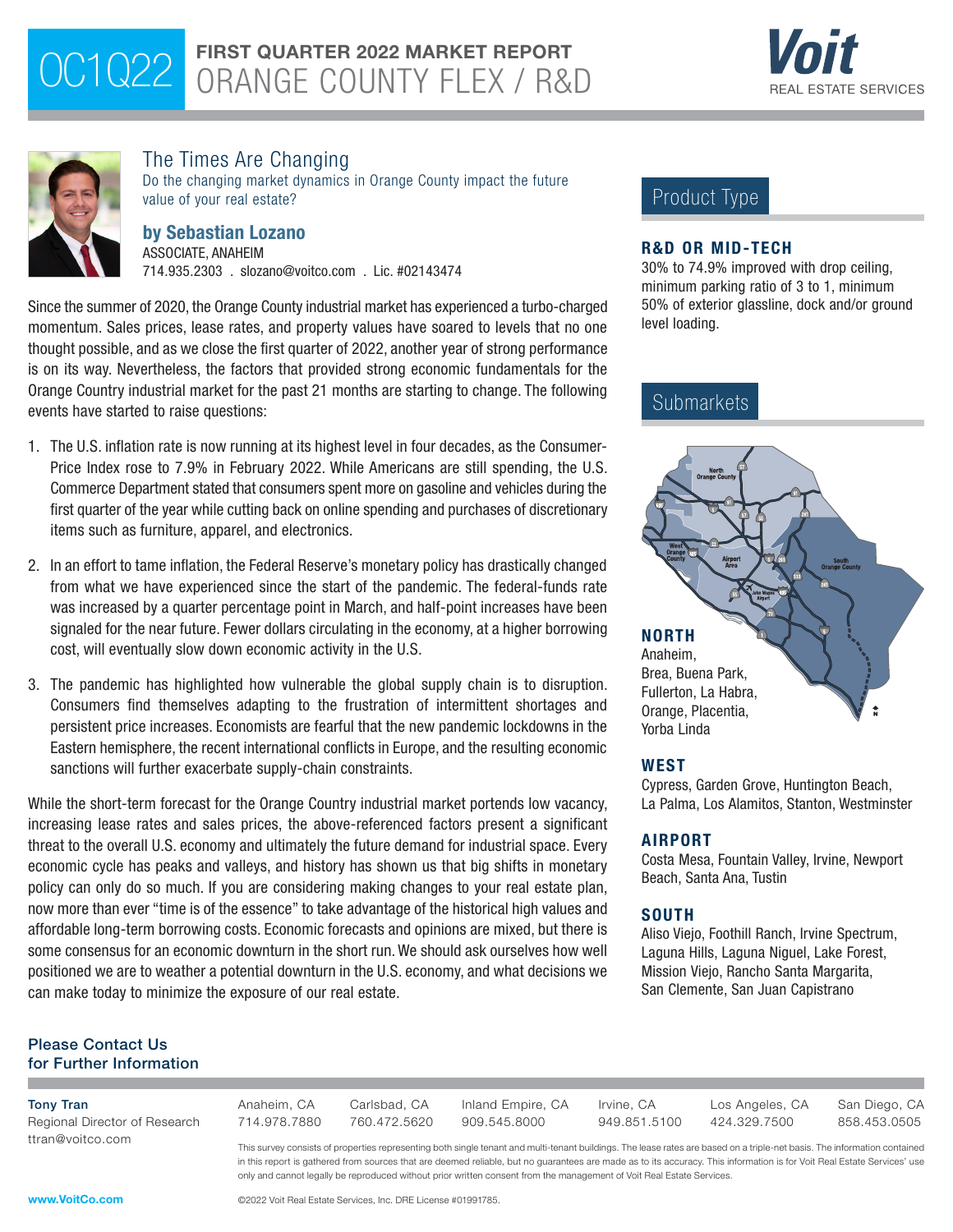# OC1Q22 FIRST QUARTER 2022 MARKET REPORT
## ORANGE COUNTY FLEX / R&D

Voit REAL ESTATE SERVICES

## The Times Are Changing

Do the changing market dynamics in Orange County impact the future value of your real estate?

**by Sebastian Lozano**
ASSOCIATE, ANAHEIM
714.935.2303 . slozano@voitco.com . Lic. #02143474

Since the summer of 2020, the Orange County industrial market has experienced a turbo-charged momentum. Sales prices, lease rates, and property values have soared to levels that no one thought possible, and as we close the first quarter of 2022, another year of strong performance is on its way. Nevertheless, the factors that provided strong economic fundamentals for the Orange Country industrial market for the past 21 months are starting to change. The following events have started to raise questions:

1. The U.S. inflation rate is now running at its highest level in four decades, as the Consumer-Price Index rose to 7.9% in February 2022. While Americans are still spending, the U.S. Commerce Department stated that consumers spent more on gasoline and vehicles during the first quarter of the year while cutting back on online spending and purchases of discretionary items such as furniture, apparel, and electronics.
2. In an effort to tame inflation, the Federal Reserve's monetary policy has drastically changed from what we have experienced since the start of the pandemic. The federal-funds rate was increased by a quarter percentage point in March, and half-point increases have been signaled for the near future. Fewer dollars circulating in the economy, at a higher borrowing cost, will eventually slow down economic activity in the U.S.
3. The pandemic has highlighted how vulnerable the global supply chain is to disruption. Consumers find themselves adapting to the frustration of intermittent shortages and persistent price increases. Economists are fearful that the new pandemic lockdowns in the Eastern hemisphere, the recent international conflicts in Europe, and the resulting economic sanctions will further exacerbate supply-chain constraints.

While the short-term forecast for the Orange Country industrial market portends low vacancy, increasing lease rates and sales prices, the above-referenced factors present a significant threat to the overall U.S. economy and ultimately the future demand for industrial space. Every economic cycle has peaks and valleys, and history has shown us that big shifts in monetary policy can only do so much. If you are considering making changes to your real estate plan, now more than ever "time is of the essence" to take advantage of the historical high values and affordable long-term borrowing costs. Economic forecasts and opinions are mixed, but there is some consensus for an economic downturn in the short run. We should ask ourselves how well positioned we are to weather a potential downturn in the U.S. economy, and what decisions we can make today to minimize the exposure of our real estate.

## Product Type

**R&D OR MID-TECH**

30% to 74.9% improved with drop ceiling, minimum parking ratio of 3 to 1, minimum 50% of exterior glassline, dock and/or ground level loading.

## Submarkets

North Orange County
West Orange County
Airport Area
John Wayne Airport
South Orange County

**NORTH**

Anaheim, Brea, Buena Park, Fullerton, La Habra, Orange, Placentia, Yorba Linda

**WEST**

Cypress, Garden Grove, Huntington Beach, La Palma, Los Alamitos, Stanton, Westminster

**AIRPORT**

Costa Mesa, Fountain Valley, Irvine, Newport Beach, Santa Ana, Tustin

**SOUTH**

Aliso Viejo, Foothill Ranch, Irvine Spectrum, Laguna Hills, Laguna Niguel, Lake Forest, Mission Viejo, Rancho Santa Margarita, San Clemente, San Juan Capistrano

**Please Contact Us for Further Information**

**Tony Tran**
Regional Director of Research
ttran@voitco.com

| | | | | | |
|---|---|---|---|---|---|
| Anaheim, CA | Carlsbad, CA | Inland Empire, CA | Irvine, CA | Los Angeles, CA | San Diego, CA |
| 714.978.7880 | 760.472.5620 | 909.545.8000 | 949.851.5100 | 424.329.7500 | 858.453.0505 |

This survey consists of properties representing both single tenant and multi-tenant buildings. The lease rates are based on a triple-net basis. The information contained in this report is gathered from sources that are deemed reliable, but no guarantees are made as to its accuracy. This information is for Voit Real Estate Services' use only and cannot legally be reproduced without prior written consent from the management of Voit Real Estate Services.

www.VoitCo.com

©2022 Voit Real Estate Services, Inc. DRE License #01991785.